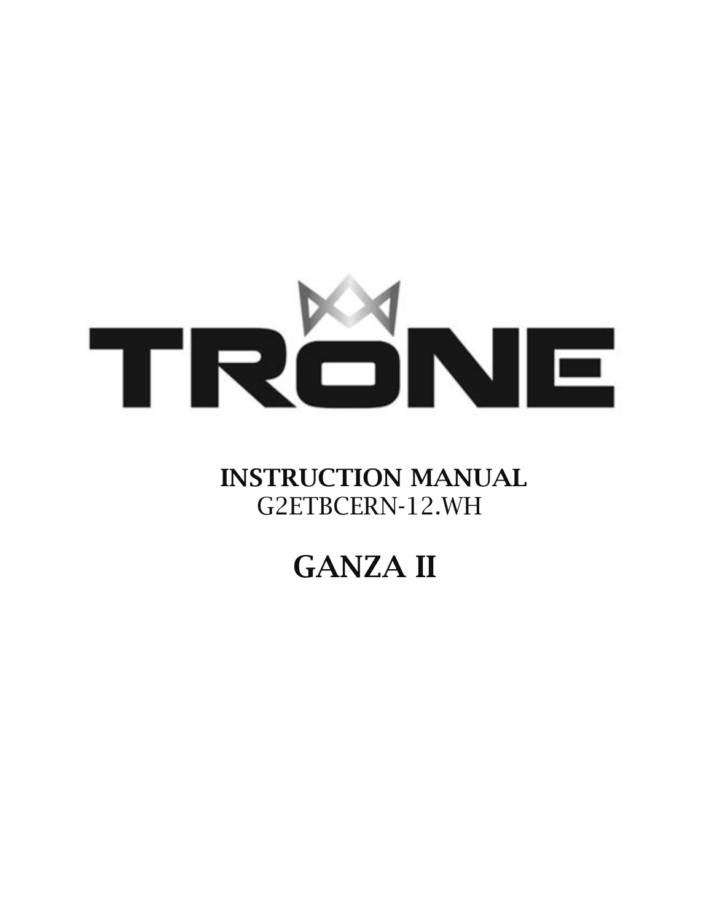# TRONE

## INSTRUCTION MANUAL

G2ETBCERN-12.WH

# GANZA II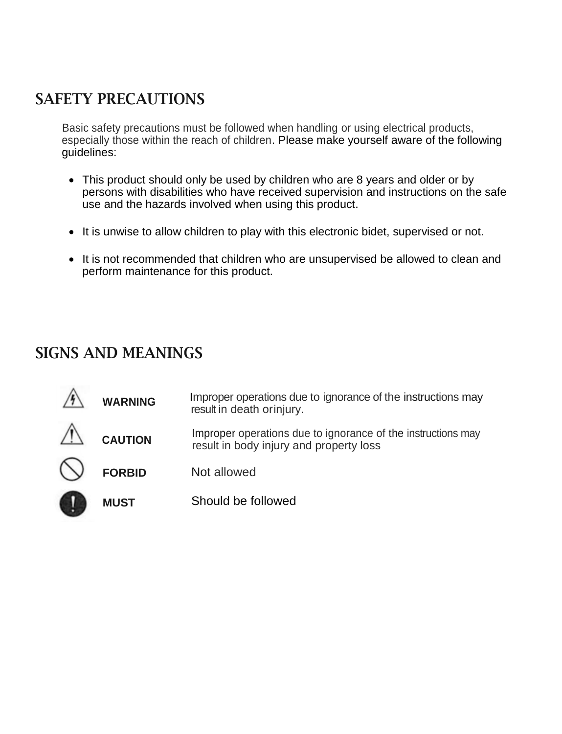# SAFETY PRECAUTIONS

Basic safety precautions must be followed when handling or using electrical products, especially those within the reach of children. Please make yourself aware of the following guidelines:

- This product should only be used by children who are 8 years and older or by persons with disabilities who have received supervision and instructions on the safe use and the hazards involved when using this product.
- It is unwise to allow children to play with this electronic bidet, supervised or not.
- It is not recommended that children who are unsupervised be allowed to clean and perform maintenance for this product.

# SIGNS AND MEANINGS

| Sign | Meaning |
| --- | --- |
| **WARNING** | Improper operations due to ignorance of the instructions may result in death or injury. |
| **CAUTION** | Improper operations due to ignorance of the instructions may result in body injury and property loss |
| **FORBID** | Not allowed |
| **MUST** | Should be followed |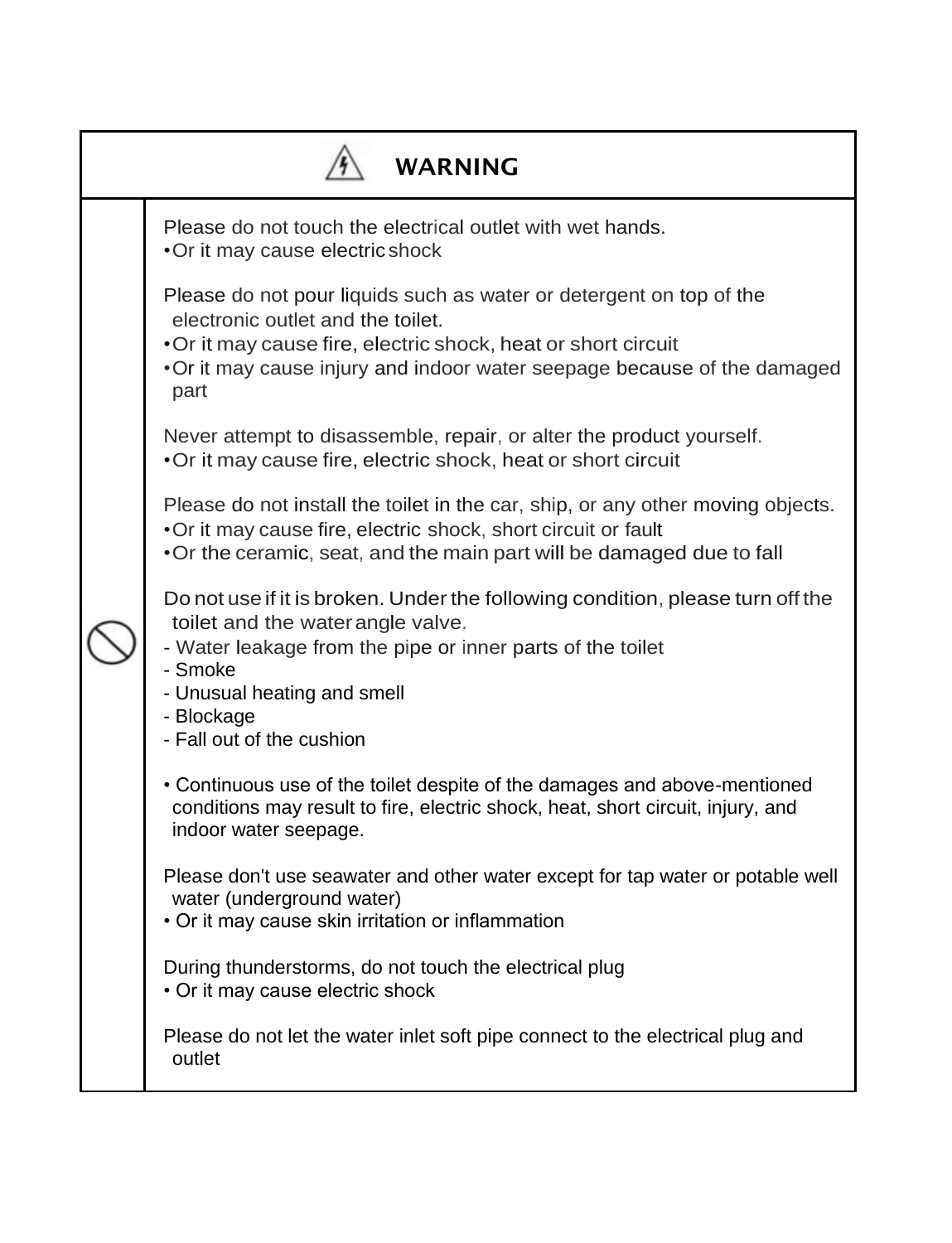## WARNING

Please do not touch the electrical outlet with wet hands.
- Or it may cause electric shock

Please do not pour liquids such as water or detergent on top of the electronic outlet and the toilet.
- Or it may cause fire, electric shock, heat or short circuit
- Or it may cause injury and indoor water seepage because of the damaged part

Never attempt to disassemble, repair, or alter the product yourself.
- Or it may cause fire, electric shock, heat or short circuit

Please do not install the toilet in the car, ship, or any other moving objects.
- Or it may cause fire, electric shock, short circuit or fault
- Or the ceramic, seat, and the main part will be damaged due to fall

Do not use if it is broken. Under the following condition, please turn off the toilet and the water angle valve.
- Water leakage from the pipe or inner parts of the toilet
- Smoke
- Unusual heating and smell
- Blockage
- Fall out of the cushion

- Continuous use of the toilet despite of the damages and above-mentioned conditions may result to fire, electric shock, heat, short circuit, injury, and indoor water seepage.

Please don't use seawater and other water except for tap water or potable well water (underground water)
- Or it may cause skin irritation or inflammation

During thunderstorms, do not touch the electrical plug
- Or it may cause electric shock

Please do not let the water inlet soft pipe connect to the electrical plug and outlet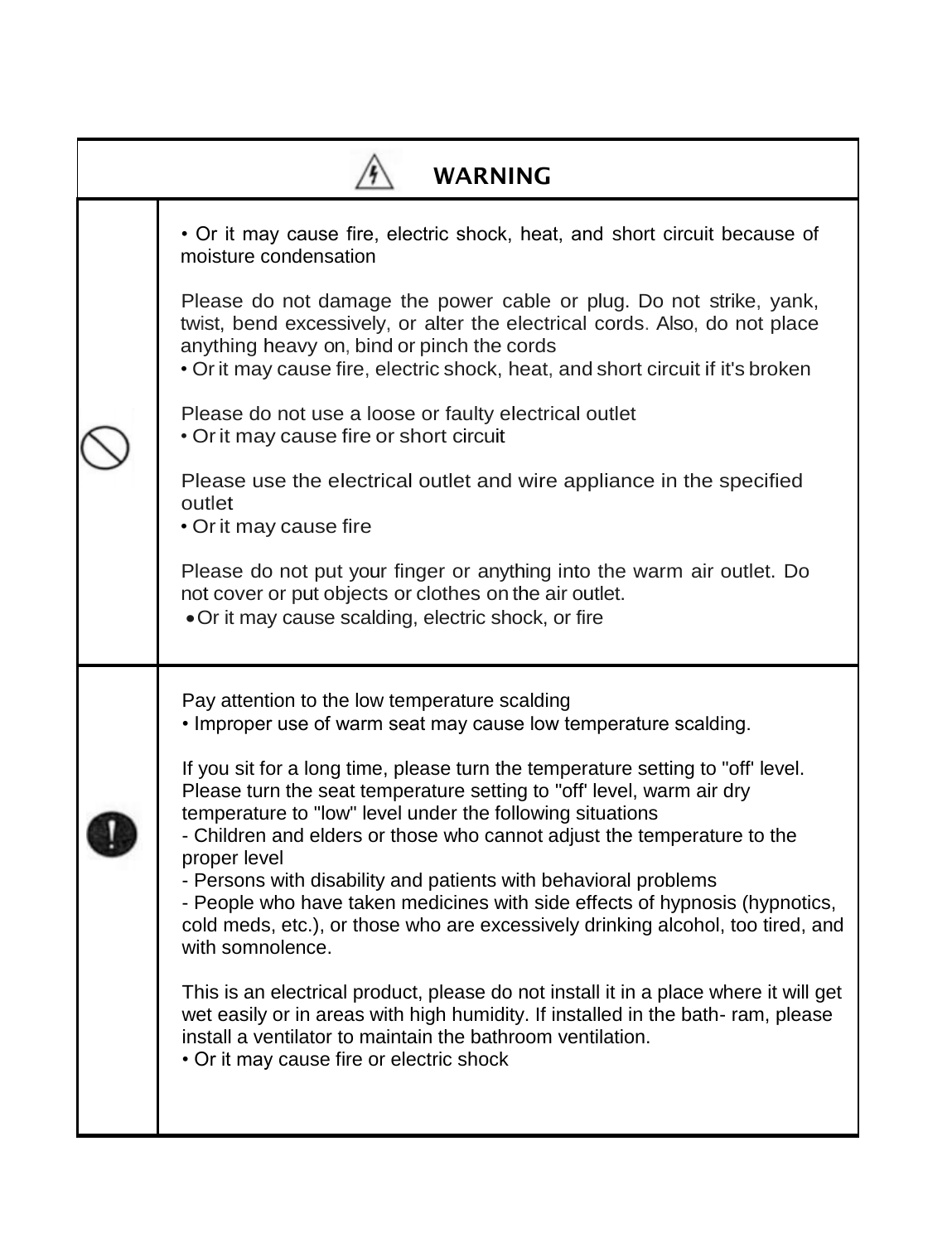## WARNING

| | |
|---|---|
| ⃠ | • Or it may cause fire, electric shock, heat, and short circuit because of moisture condensation<br><br>Please do not damage the power cable or plug. Do not strike, yank, twist, bend excessively, or alter the electrical cords. Also, do not place anything heavy on, bind or pinch the cords<br>• Or it may cause fire, electric shock, heat, and short circuit if it's broken<br><br>Please do not use a loose or faulty electrical outlet<br>• Or it may cause fire or short circuit<br><br>Please use the electrical outlet and wire appliance in the specified outlet<br>• Or it may cause fire<br><br>Please do not put your finger or anything into the warm air outlet. Do not cover or put objects or clothes on the air outlet.<br>• Or it may cause scalding, electric shock, or fire |
| ! | Pay attention to the low temperature scalding<br>• Improper use of warm seat may cause low temperature scalding.<br><br>If you sit for a long time, please turn the temperature setting to "off' level. Please turn the seat temperature setting to "off' level, warm air dry temperature to "low" level under the following situations<br>- Children and elders or those who cannot adjust the temperature to the proper level<br>- Persons with disability and patients with behavioral problems<br>- People who have taken medicines with side effects of hypnosis (hypnotics, cold meds, etc.), or those who are excessively drinking alcohol, too tired, and with somnolence.<br><br>This is an electrical product, please do not install it in a place where it will get wet easily or in areas with high humidity. If installed in the bath- ram, please install a ventilator to maintain the bathroom ventilation.<br>• Or it may cause fire or electric shock |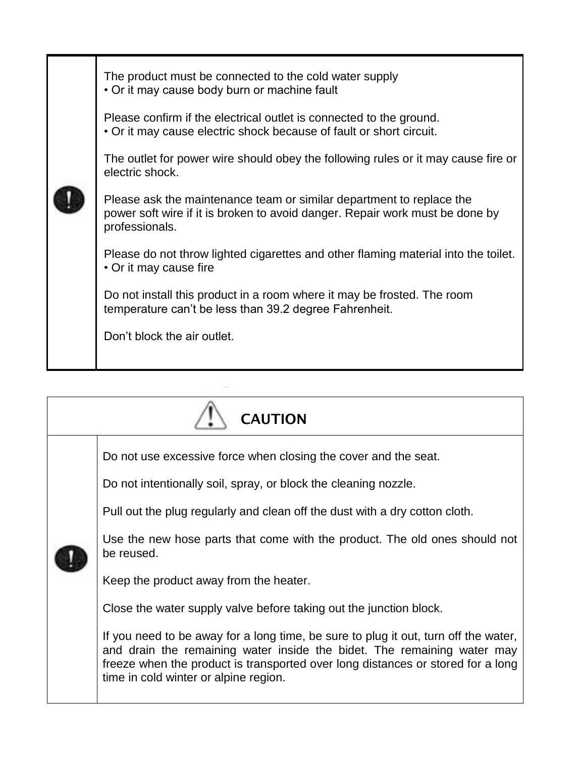| | |
|---|---|
| ! | The product must be connected to the cold water supply<br>• Or it may cause body burn or machine fault<br><br>Please confirm if the electrical outlet is connected to the ground.<br>• Or it may cause electric shock because of fault or short circuit.<br><br>The outlet for power wire should obey the following rules or it may cause fire or electric shock.<br><br>Please ask the maintenance team or similar department to replace the power soft wire if it is broken to avoid danger. Repair work must be done by professionals.<br><br>Please do not throw lighted cigarettes and other flaming material into the toilet.<br>• Or it may cause fire<br><br>Do not install this product in a room where it may be frosted. The room temperature can't be less than 39.2 degree Fahrenheit.<br><br>Don't block the air outlet. |

| CAUTION | |
|---|---|
| ! | Do not use excessive force when closing the cover and the seat.<br><br>Do not intentionally soil, spray, or block the cleaning nozzle.<br><br>Pull out the plug regularly and clean off the dust with a dry cotton cloth.<br><br>Use the new hose parts that come with the product. The old ones should not be reused.<br><br>Keep the product away from the heater.<br><br>Close the water supply valve before taking out the junction block.<br><br>If you need to be away for a long time, be sure to plug it out, turn off the water, and drain the remaining water inside the bidet. The remaining water may freeze when the product is transported over long distances or stored for a long time in cold winter or alpine region. |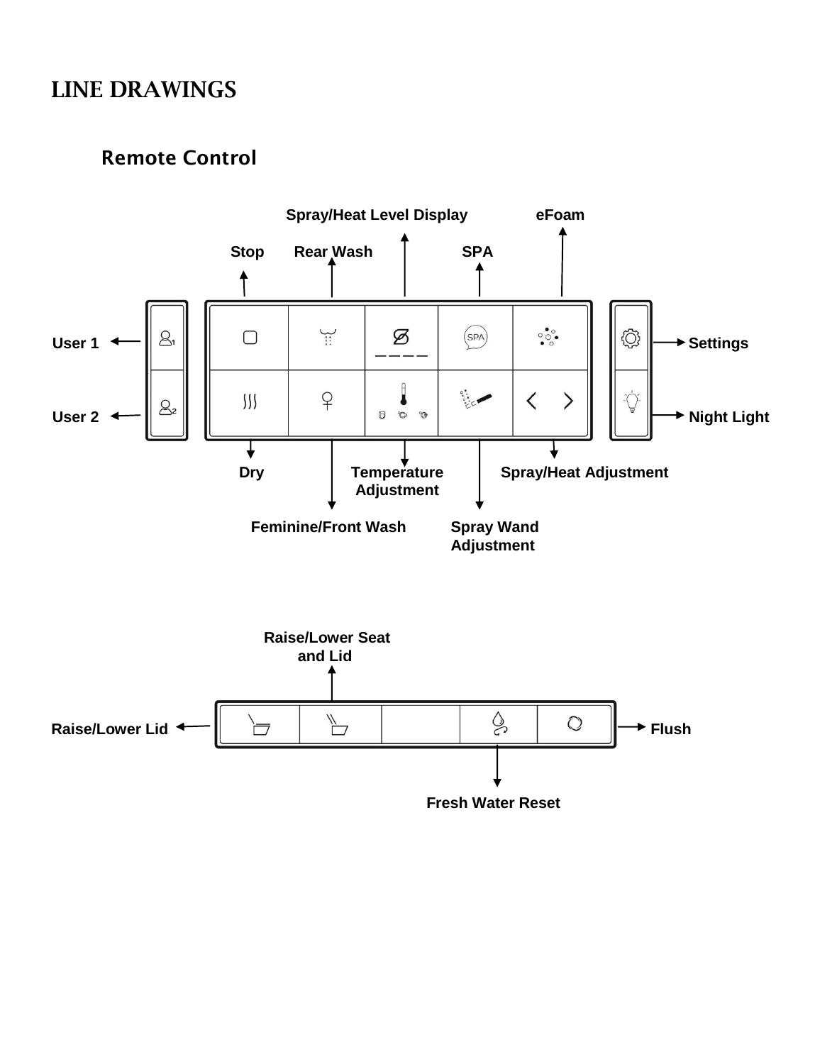# LINE DRAWINGS

## Remote Control

Spray/Heat Level Display

eFoam

Stop

Rear Wash

SPA

User 1

Settings

User 2

Night Light

Dry

Temperature Adjustment

Spray/Heat Adjustment

Feminine/Front Wash

Spray Wand Adjustment

Raise/Lower Seat and Lid

Raise/Lower Lid

Flush

Fresh Water Reset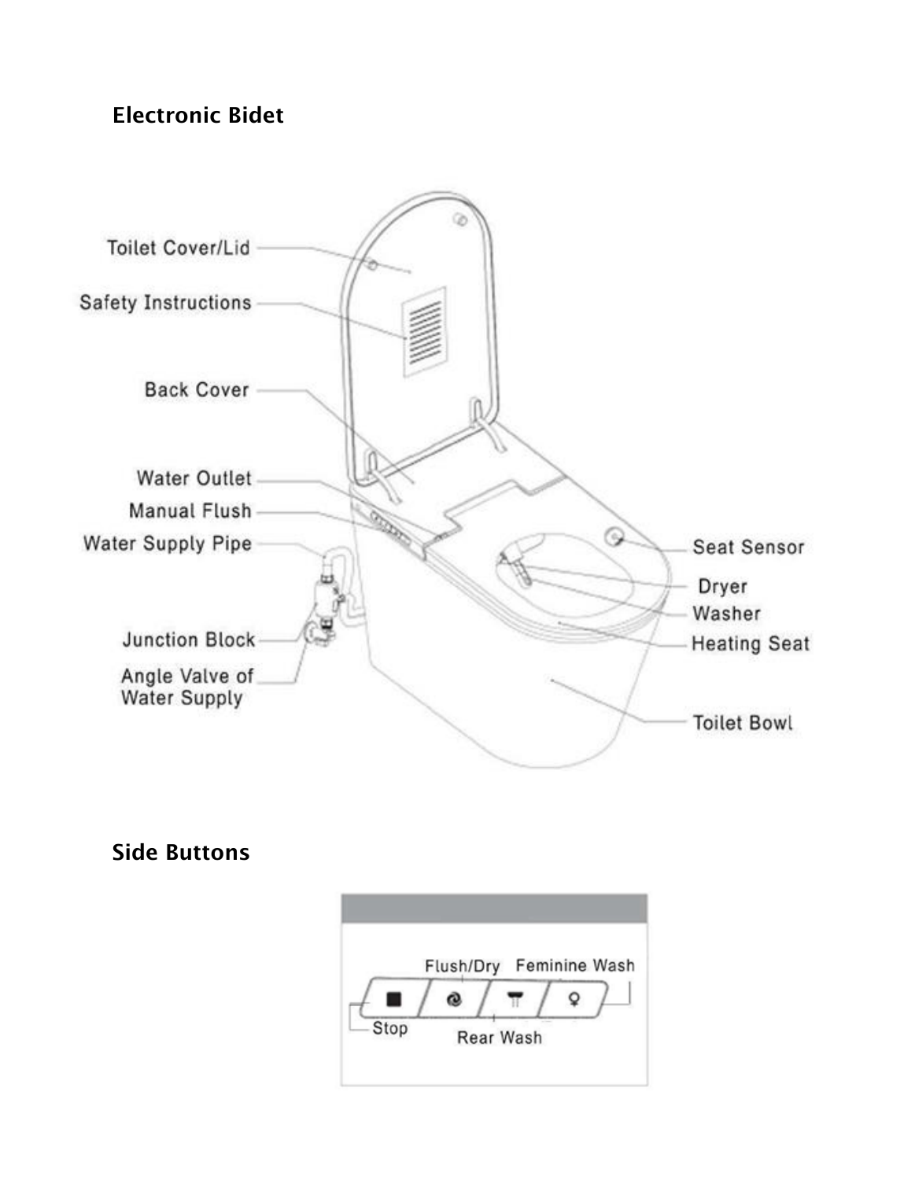## Electronic Bidet

Toilet Cover/Lid

Safety Instructions

Back Cover

Water Outlet

Manual Flush

Water Supply Pipe

Junction Block

Angle Valve of Water Supply

Seat Sensor

Dryer

Washer

Heating Seat

Toilet Bowl

## Side Buttons

Stop

Flush/Dry

Rear Wash

Feminine Wash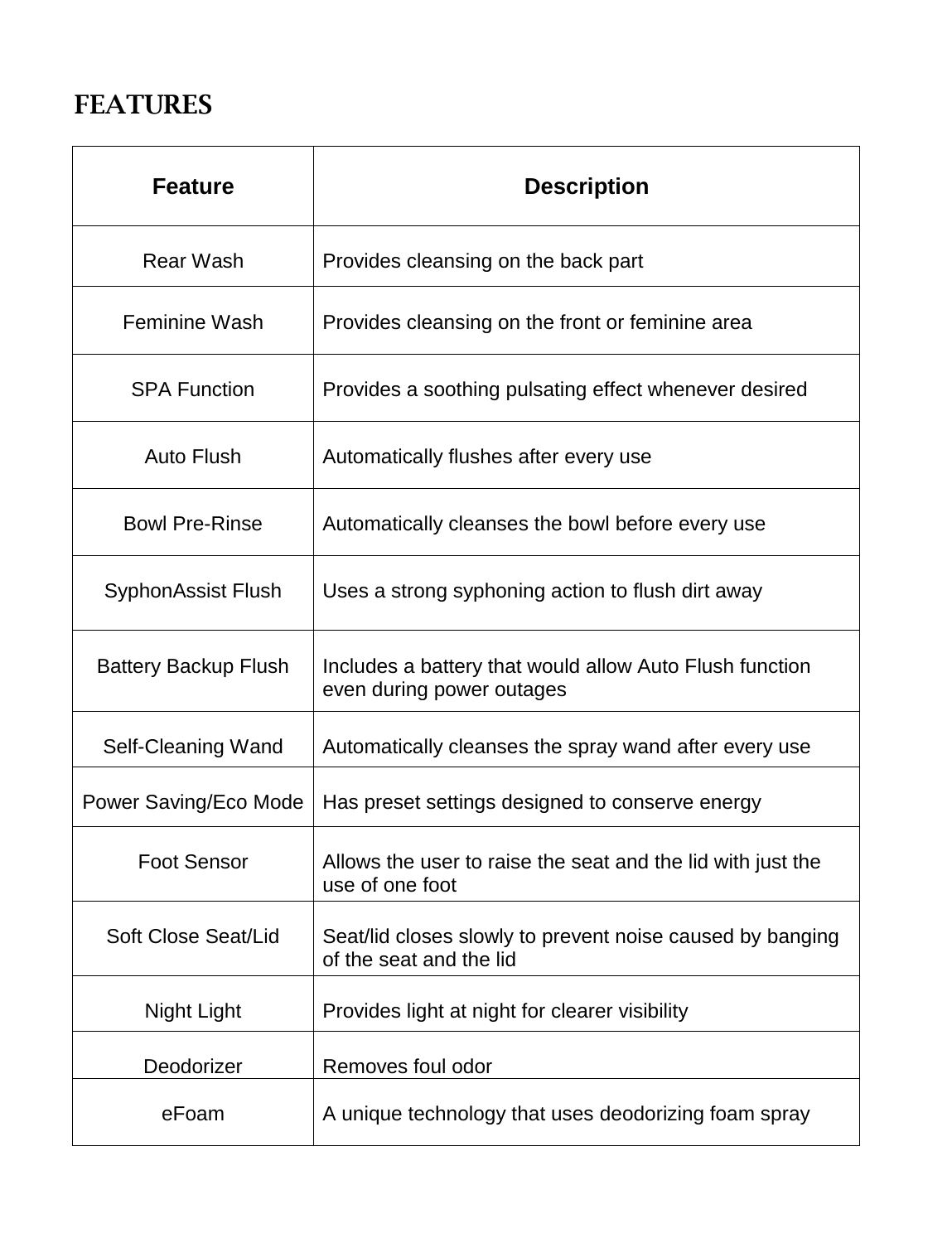# FEATURES

| Feature | Description |
| --- | --- |
| Rear Wash | Provides cleansing on the back part |
| Feminine Wash | Provides cleansing on the front or feminine area |
| SPA Function | Provides a soothing pulsating effect whenever desired |
| Auto Flush | Automatically flushes after every use |
| Bowl Pre-Rinse | Automatically cleanses the bowl before every use |
| SyphonAssist Flush | Uses a strong syphoning action to flush dirt away |
| Battery Backup Flush | Includes a battery that would allow Auto Flush function even during power outages |
| Self-Cleaning Wand | Automatically cleanses the spray wand after every use |
| Power Saving/Eco Mode | Has preset settings designed to conserve energy |
| Foot Sensor | Allows the user to raise the seat and the lid with just the use of one foot |
| Soft Close Seat/Lid | Seat/lid closes slowly to prevent noise caused by banging of the seat and the lid |
| Night Light | Provides light at night for clearer visibility |
| Deodorizer | Removes foul odor |
| eFoam | A unique technology that uses deodorizing foam spray |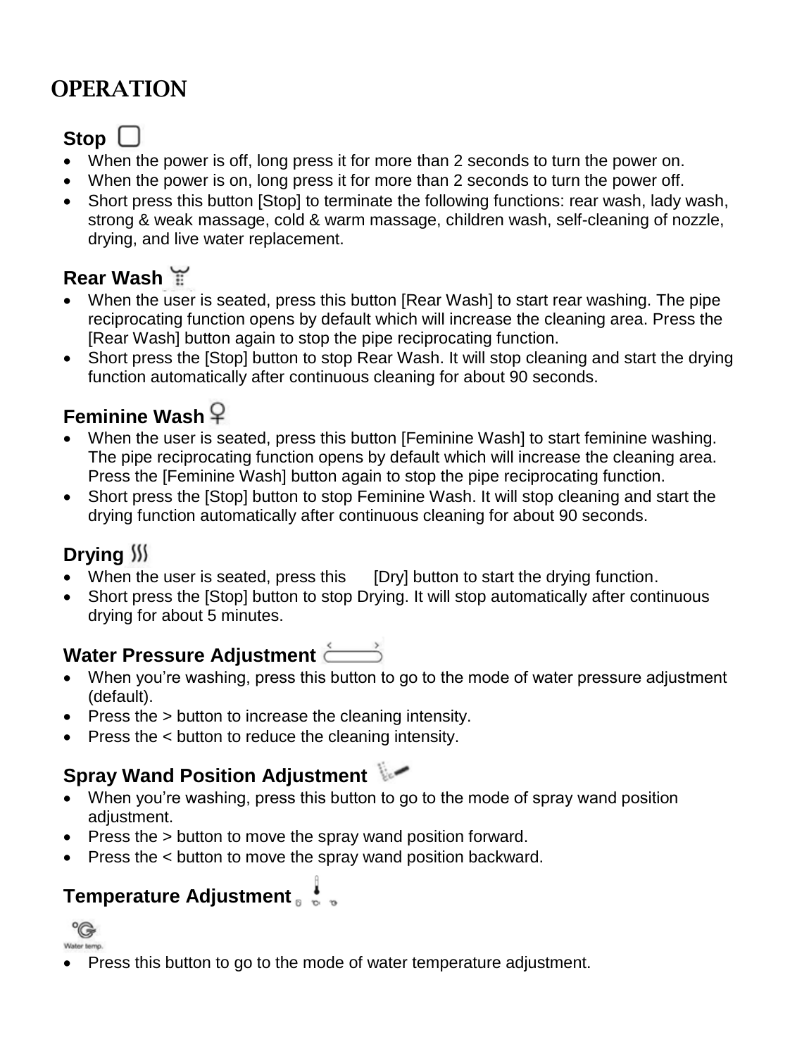# OPERATION

## Stop

- When the power is off, long press it for more than 2 seconds to turn the power on.
- When the power is on, long press it for more than 2 seconds to turn the power off.
- Short press this button [Stop] to terminate the following functions: rear wash, lady wash, strong & weak massage, cold & warm massage, children wash, self-cleaning of nozzle, drying, and live water replacement.

## Rear Wash

- When the user is seated, press this button [Rear Wash] to start rear washing. The pipe reciprocating function opens by default which will increase the cleaning area. Press the [Rear Wash] button again to stop the pipe reciprocating function.
- Short press the [Stop] button to stop Rear Wash. It will stop cleaning and start the drying function automatically after continuous cleaning for about 90 seconds.

## Feminine Wash

- When the user is seated, press this button [Feminine Wash] to start feminine washing. The pipe reciprocating function opens by default which will increase the cleaning area. Press the [Feminine Wash] button again to stop the pipe reciprocating function.
- Short press the [Stop] button to stop Feminine Wash. It will stop cleaning and start the drying function automatically after continuous cleaning for about 90 seconds.

## Drying

- When the user is seated, press this [Dry] button to start the drying function.
- Short press the [Stop] button to stop Drying. It will stop automatically after continuous drying for about 5 minutes.

## Water Pressure Adjustment

- When you're washing, press this button to go to the mode of water pressure adjustment (default).
- Press the > button to increase the cleaning intensity.
- Press the < button to reduce the cleaning intensity.

## Spray Wand Position Adjustment

- When you're washing, press this button to go to the mode of spray wand position adjustment.
- Press the > button to move the spray wand position forward.
- Press the < button to move the spray wand position backward.

## Temperature Adjustment

Water temp.

- Press this button to go to the mode of water temperature adjustment.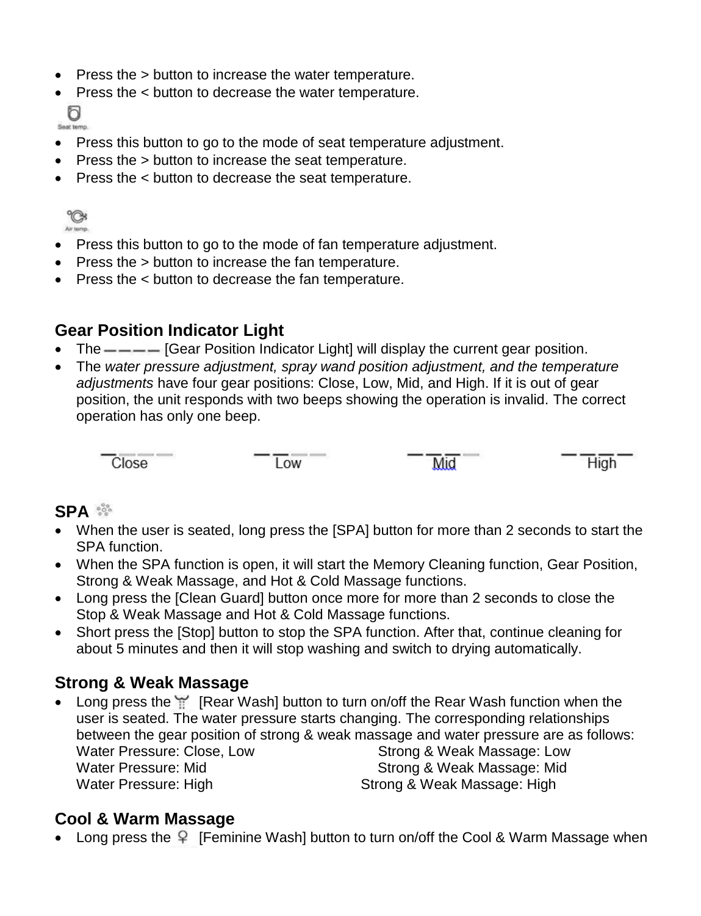- Press the > button to increase the water temperature.
- Press the < button to decrease the water temperature.

Seat temp.

- Press this button to go to the mode of seat temperature adjustment.
- Press the > button to increase the seat temperature.
- Press the < button to decrease the seat temperature.

Air temp.

- Press this button to go to the mode of fan temperature adjustment.
- Press the > button to increase the fan temperature.
- Press the < button to decrease the fan temperature.

### Gear Position Indicator Light

- The ———— [Gear Position Indicator Light] will display the current gear position.
- The *water pressure adjustment, spray wand position adjustment, and the temperature adjustments* have four gear positions: Close, Low, Mid, and High. If it is out of gear position, the unit responds with two beeps showing the operation is invalid. The correct operation has only one beep.

Close　　Low　　Mid　　High

### SPA

- When the user is seated, long press the [SPA] button for more than 2 seconds to start the SPA function.
- When the SPA function is open, it will start the Memory Cleaning function, Gear Position, Strong & Weak Massage, and Hot & Cold Massage functions.
- Long press the [Clean Guard] button once more for more than 2 seconds to close the Stop & Weak Massage and Hot & Cold Massage functions.
- Short press the [Stop] button to stop the SPA function. After that, continue cleaning for about 5 minutes and then it will stop washing and switch to drying automatically.

### Strong & Weak Massage

- Long press the [Rear Wash] button to turn on/off the Rear Wash function when the user is seated. The water pressure starts changing. The corresponding relationships between the gear position of strong & weak massage and water pressure are as follows:
  Water Pressure: Close, Low　　Strong & Weak Massage: Low
  Water Pressure: Mid　　Strong & Weak Massage: Mid
  Water Pressure: High　　Strong & Weak Massage: High

### Cool & Warm Massage

- Long press the [Feminine Wash] button to turn on/off the Cool & Warm Massage when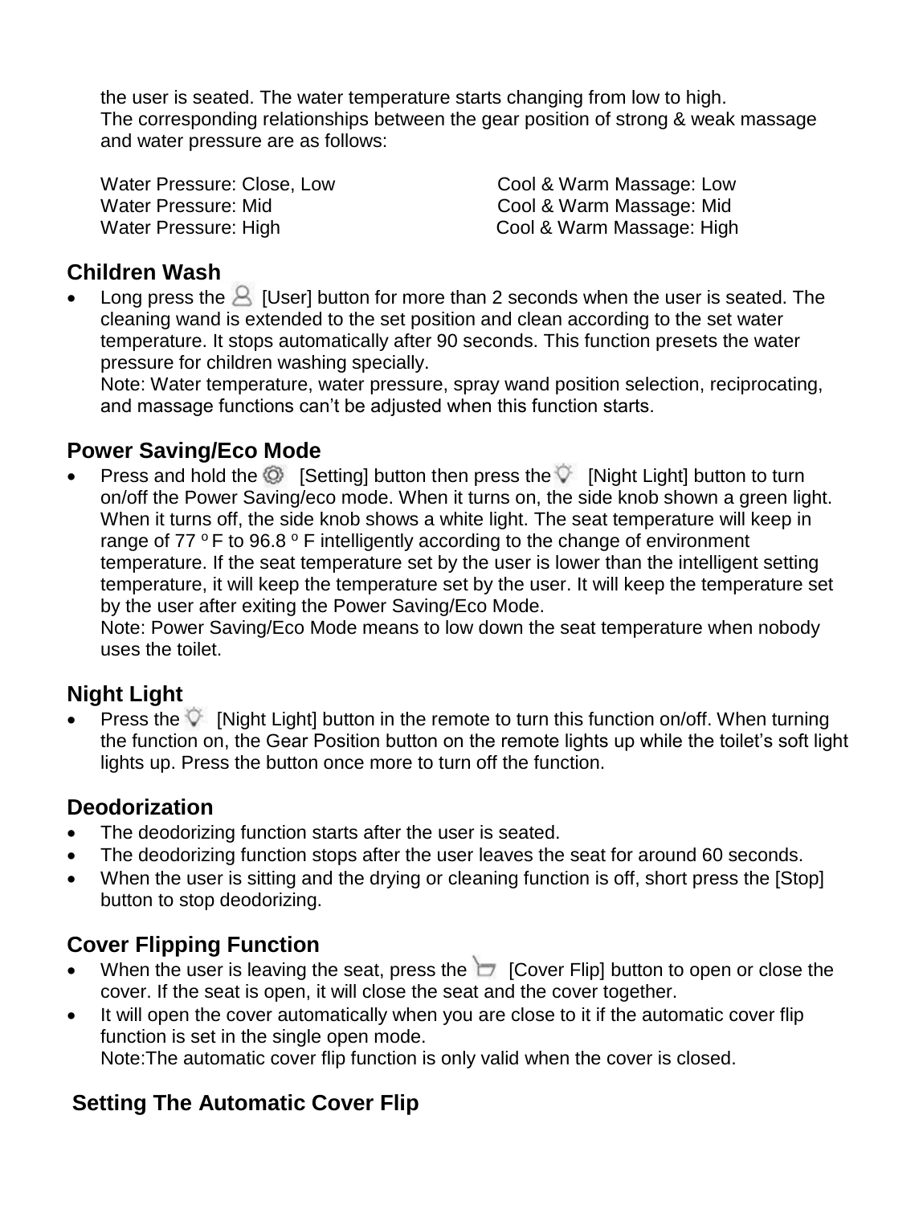the user is seated. The water temperature starts changing from low to high.
The corresponding relationships between the gear position of strong & weak massage and water pressure are as follows:

| Water Pressure | Cool & Warm Massage |
| --- | --- |
| Water Pressure: Close, Low | Cool & Warm Massage: Low |
| Water Pressure: Mid | Cool & Warm Massage: Mid |
| Water Pressure: High | Cool & Warm Massage: High |

## Children Wash

- Long press the [User] button for more than 2 seconds when the user is seated. The cleaning wand is extended to the set position and clean according to the set water temperature. It stops automatically after 90 seconds. This function presets the water pressure for children washing specially.
  Note: Water temperature, water pressure, spray wand position selection, reciprocating, and massage functions can't be adjusted when this function starts.

## Power Saving/Eco Mode

- Press and hold the [Setting] button then press the [Night Light] button to turn on/off the Power Saving/eco mode. When it turns on, the side knob shown a green light. When it turns off, the side knob shows a white light. The seat temperature will keep in range of 77 ºF to 96.8 º F intelligently according to the change of environment temperature. If the seat temperature set by the user is lower than the intelligent setting temperature, it will keep the temperature set by the user. It will keep the temperature set by the user after exiting the Power Saving/Eco Mode.
  Note: Power Saving/Eco Mode means to low down the seat temperature when nobody uses the toilet.

## Night Light

- Press the [Night Light] button in the remote to turn this function on/off. When turning the function on, the Gear Position button on the remote lights up while the toilet's soft light lights up. Press the button once more to turn off the function.

## Deodorization

- The deodorizing function starts after the user is seated.
- The deodorizing function stops after the user leaves the seat for around 60 seconds.
- When the user is sitting and the drying or cleaning function is off, short press the [Stop] button to stop deodorizing.

## Cover Flipping Function

- When the user is leaving the seat, press the [Cover Flip] button to open or close the cover. If the seat is open, it will close the seat and the cover together.
- It will open the cover automatically when you are close to it if the automatic cover flip function is set in the single open mode.
  Note:The automatic cover flip function is only valid when the cover is closed.

## Setting The Automatic Cover Flip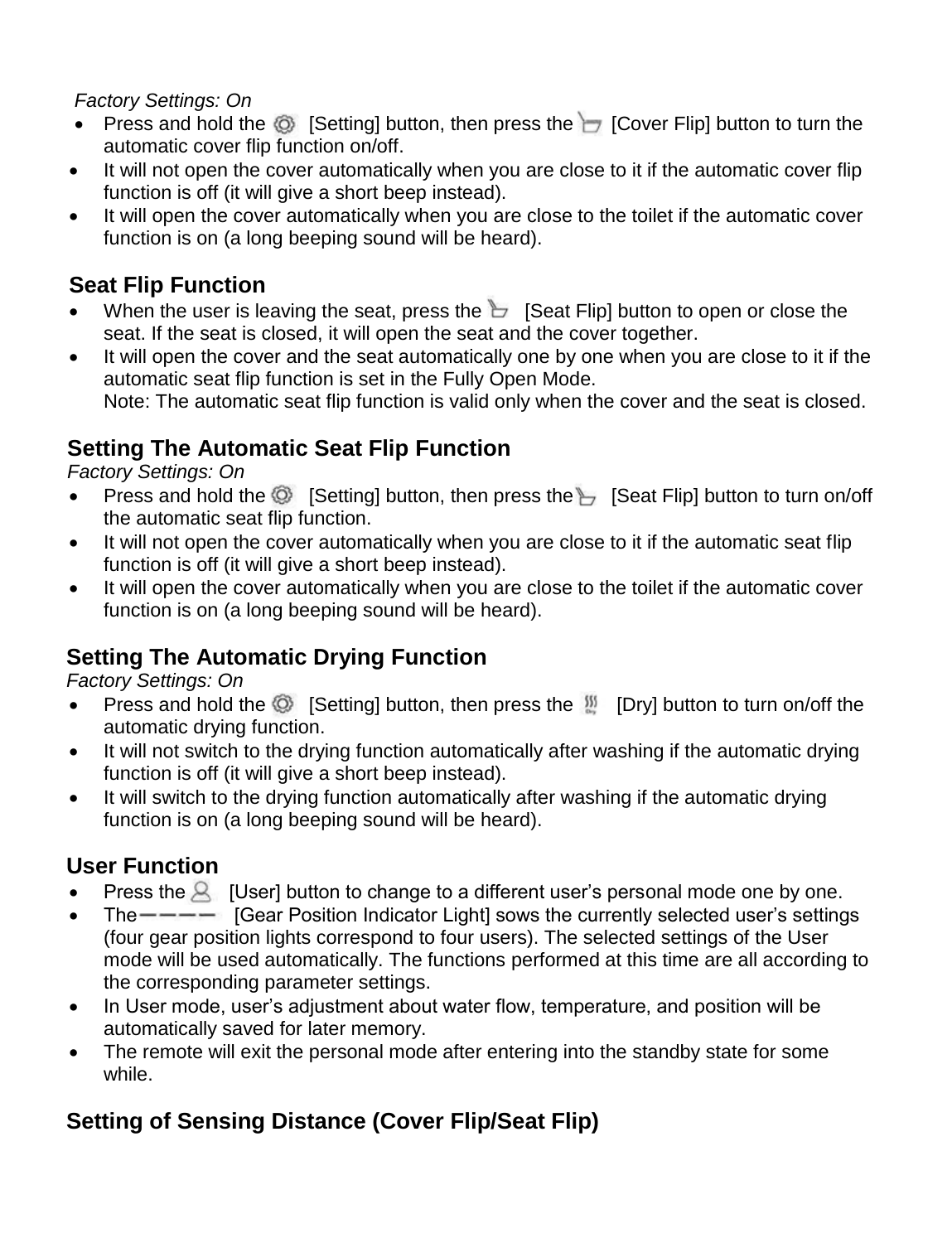*Factory Settings: On*

- Press and hold the [Setting] button, then press the [Cover Flip] button to turn the automatic cover flip function on/off.
- It will not open the cover automatically when you are close to it if the automatic cover flip function is off (it will give a short beep instead).
- It will open the cover automatically when you are close to the toilet if the automatic cover function is on (a long beeping sound will be heard).

## Seat Flip Function

- When the user is leaving the seat, press the [Seat Flip] button to open or close the seat. If the seat is closed, it will open the seat and the cover together.
- It will open the cover and the seat automatically one by one when you are close to it if the automatic seat flip function is set in the Fully Open Mode.
  Note: The automatic seat flip function is valid only when the cover and the seat is closed.

## Setting The Automatic Seat Flip Function

*Factory Settings: On*

- Press and hold the [Setting] button, then press the [Seat Flip] button to turn on/off the automatic seat flip function.
- It will not open the cover automatically when you are close to it if the automatic seat flip function is off (it will give a short beep instead).
- It will open the cover automatically when you are close to the toilet if the automatic cover function is on (a long beeping sound will be heard).

## Setting The Automatic Drying Function

*Factory Settings: On*

- Press and hold the [Setting] button, then press the [Dry] button to turn on/off the automatic drying function.
- It will not switch to the drying function automatically after washing if the automatic drying function is off (it will give a short beep instead).
- It will switch to the drying function automatically after washing if the automatic drying function is on (a long beeping sound will be heard).

## User Function

- Press the [User] button to change to a different user's personal mode one by one.
- The [Gear Position Indicator Light] sows the currently selected user's settings (four gear position lights correspond to four users). The selected settings of the User mode will be used automatically. The functions performed at this time are all according to the corresponding parameter settings.
- In User mode, user's adjustment about water flow, temperature, and position will be automatically saved for later memory.
- The remote will exit the personal mode after entering into the standby state for some while.

## Setting of Sensing Distance (Cover Flip/Seat Flip)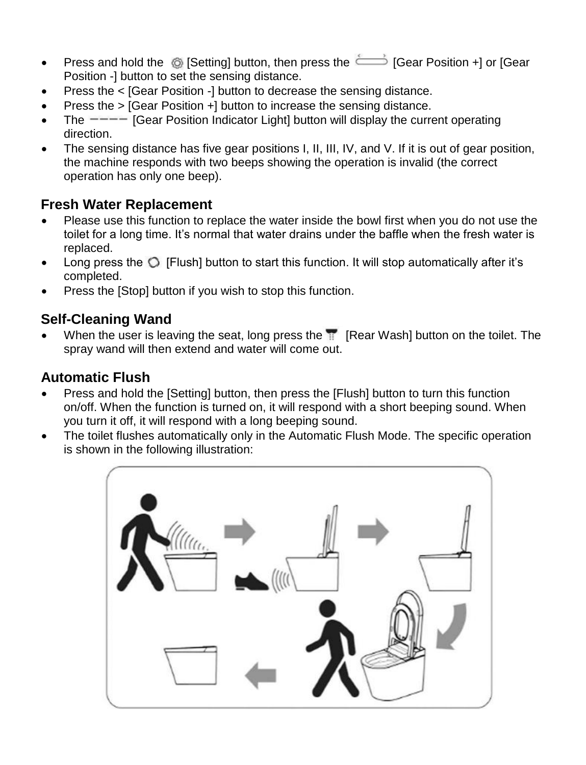- Press and hold the [Setting] button, then press the [Gear Position +] or [Gear Position -] button to set the sensing distance.
- Press the < [Gear Position -] button to decrease the sensing distance.
- Press the > [Gear Position +] button to increase the sensing distance.
- The [Gear Position Indicator Light] button will display the current operating direction.
- The sensing distance has five gear positions I, II, III, IV, and V. If it is out of gear position, the machine responds with two beeps showing the operation is invalid (the correct operation has only one beep).

## Fresh Water Replacement

- Please use this function to replace the water inside the bowl first when you do not use the toilet for a long time. It's normal that water drains under the baffle when the fresh water is replaced.
- Long press the [Flush] button to start this function. It will stop automatically after it's completed.
- Press the [Stop] button if you wish to stop this function.

## Self-Cleaning Wand

- When the user is leaving the seat, long press the [Rear Wash] button on the toilet. The spray wand will then extend and water will come out.

## Automatic Flush

- Press and hold the [Setting] button, then press the [Flush] button to turn this function on/off. When the function is turned on, it will respond with a short beeping sound. When you turn it off, it will respond with a long beeping sound.
- The toilet flushes automatically only in the Automatic Flush Mode. The specific operation is shown in the following illustration: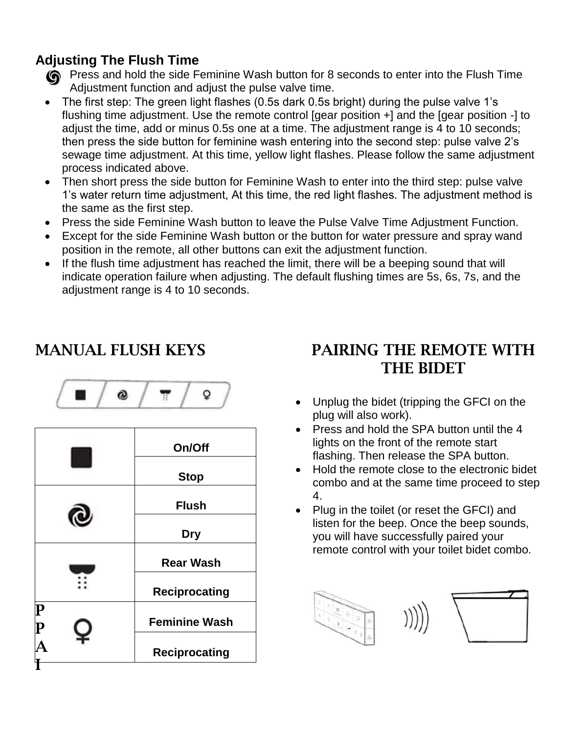### Adjusting The Flush Time

Press and hold the side Feminine Wash button for 8 seconds to enter into the Flush Time Adjustment function and adjust the pulse valve time.

- The first step: The green light flashes (0.5s dark 0.5s bright) during the pulse valve 1's flushing time adjustment. Use the remote control [gear position +] and the [gear position -] to adjust the time, add or minus 0.5s one at a time. The adjustment range is 4 to 10 seconds; then press the side button for feminine wash entering into the second step: pulse valve 2's sewage time adjustment. At this time, yellow light flashes. Please follow the same adjustment process indicated above.
- Then short press the side button for Feminine Wash to enter into the third step: pulse valve 1's water return time adjustment, At this time, the red light flashes. The adjustment method is the same as the first step.
- Press the side Feminine Wash button to leave the Pulse Valve Time Adjustment Function.
- Except for the side Feminine Wash button or the button for water pressure and spray wand position in the remote, all other buttons can exit the adjustment function.
- If the flush time adjustment has reached the limit, there will be a beeping sound that will indicate operation failure when adjusting. The default flushing times are 5s, 6s, 7s, and the adjustment range is 4 to 10 seconds.

## MANUAL FLUSH KEYS

| Key | Function |
|---|---|
| ■ | On/Off |
| | Stop |
| Flush icon | Flush |
| | Dry |
| Rear wash icon | Rear Wash |
| | Reciprocating |
| ♀ | Feminine Wash |
| | Reciprocating |

PPAI

## PAIRING THE REMOTE WITH THE BIDET

- Unplug the bidet (tripping the GFCI on the plug will also work).
- Press and hold the SPA button until the 4 lights on the front of the remote start flashing. Then release the SPA button.
- Hold the remote close to the electronic bidet combo and at the same time proceed to step 4.
- Plug in the toilet (or reset the GFCI) and listen for the beep. Once the beep sounds, you will have successfully paired your remote control with your toilet bidet combo.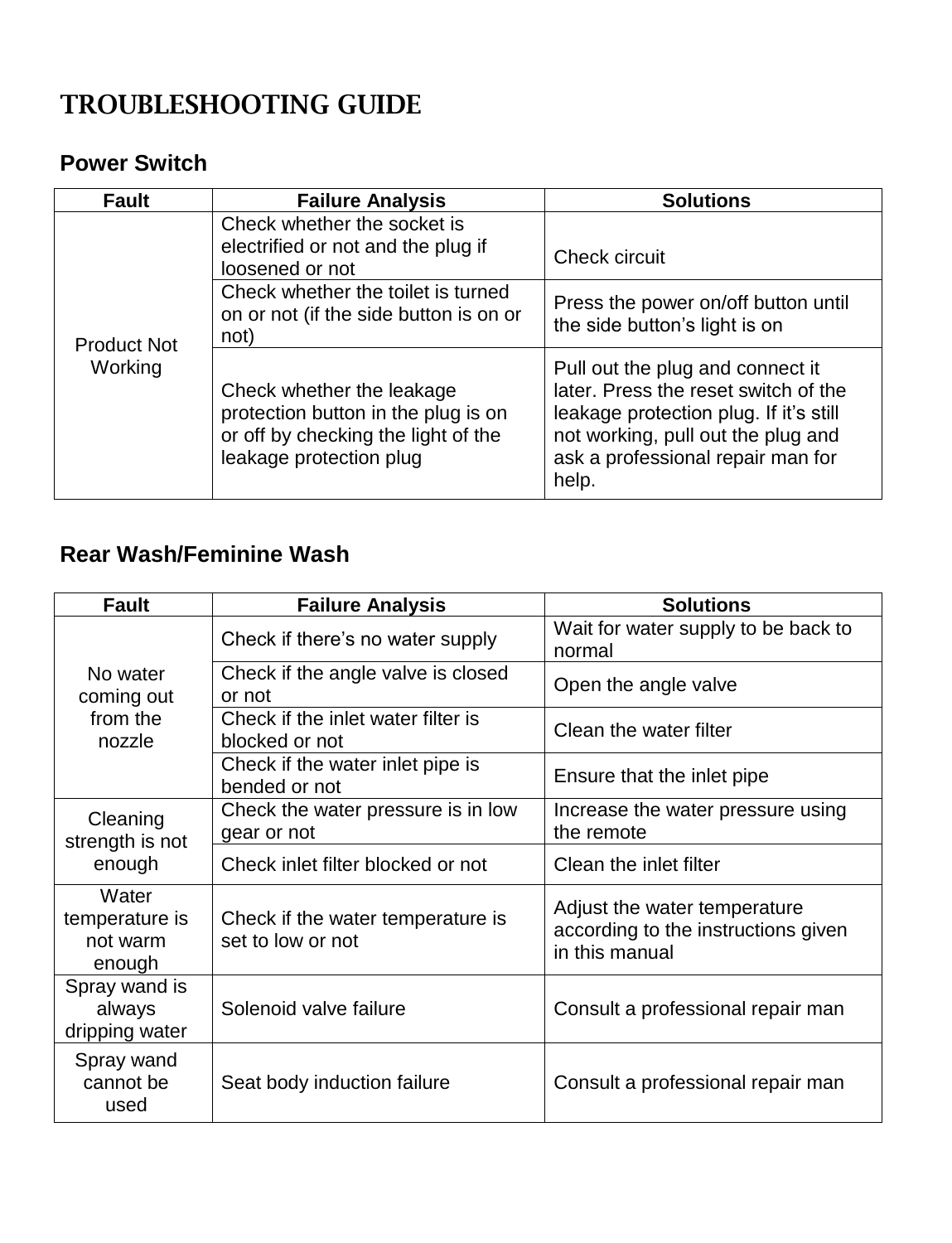# TROUBLESHOOTING GUIDE

## Power Switch

| Fault | Failure Analysis | Solutions |
|---|---|---|
| Product Not Working | Check whether the socket is electrified or not and the plug if loosened or not | Check circuit |
| | Check whether the toilet is turned on or not (if the side button is on or not) | Press the power on/off button until the side button's light is on |
| | Check whether the leakage protection button in the plug is on or off by checking the light of the leakage protection plug | Pull out the plug and connect it later. Press the reset switch of the leakage protection plug. If it's still not working, pull out the plug and ask a professional repair man for help. |

## Rear Wash/Feminine Wash

| Fault | Failure Analysis | Solutions |
|---|---|---|
| No water coming out from the nozzle | Check if there's no water supply | Wait for water supply to be back to normal |
| | Check if the angle valve is closed or not | Open the angle valve |
| | Check if the inlet water filter is blocked or not | Clean the water filter |
| | Check if the water inlet pipe is bended or not | Ensure that the inlet pipe |
| Cleaning strength is not enough | Check the water pressure is in low gear or not | Increase the water pressure using the remote |
| | Check inlet filter blocked or not | Clean the inlet filter |
| Water temperature is not warm enough | Check if the water temperature is set to low or not | Adjust the water temperature according to the instructions given in this manual |
| Spray wand is always dripping water | Solenoid valve failure | Consult a professional repair man |
| Spray wand cannot be used | Seat body induction failure | Consult a professional repair man |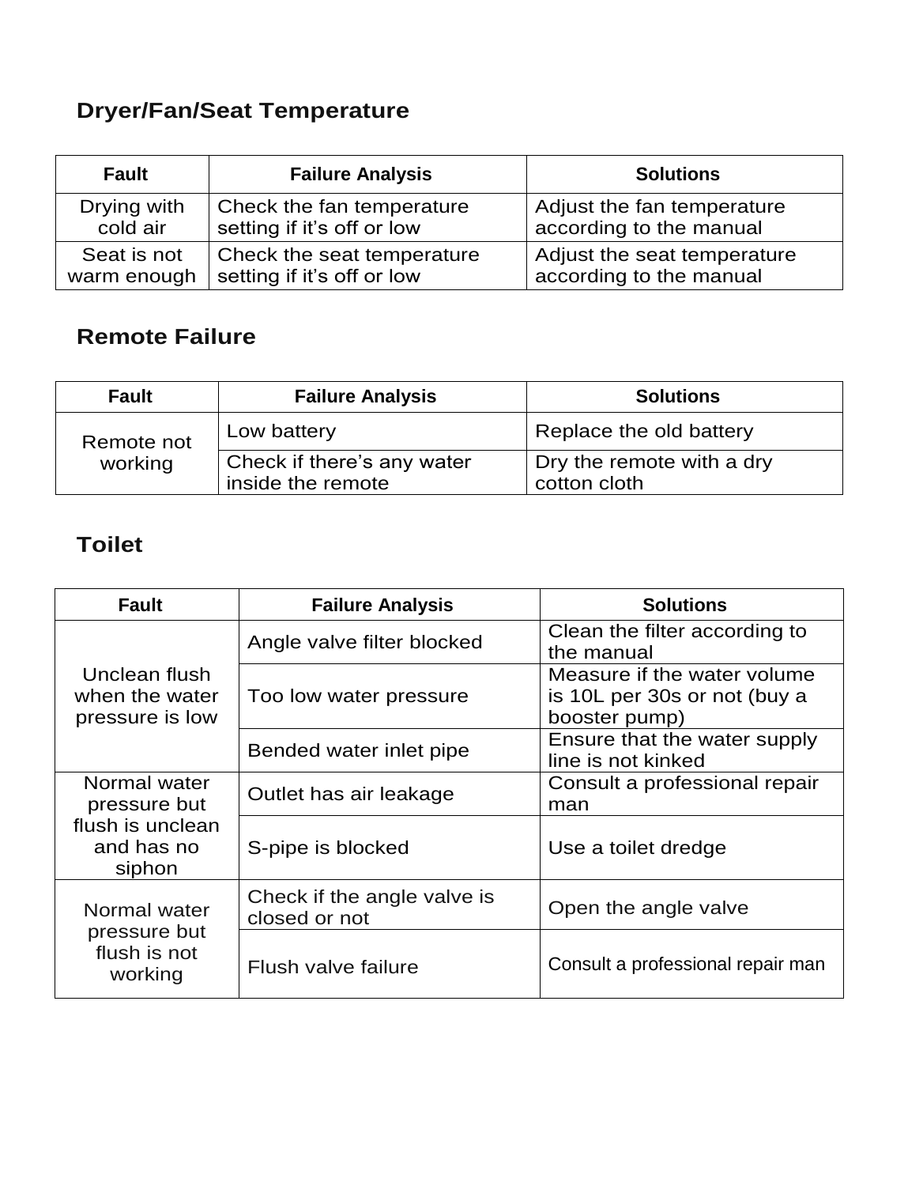## Dryer/Fan/Seat Temperature

| Fault | Failure Analysis | Solutions |
|---|---|---|
| Drying with cold air | Check the fan temperature setting if it's off or low | Adjust the fan temperature according to the manual |
| Seat is not warm enough | Check the seat temperature setting if it's off or low | Adjust the seat temperature according to the manual |

## Remote Failure

| Fault | Failure Analysis | Solutions |
|---|---|---|
| Remote not working | Low battery | Replace the old battery |
| | Check if there's any water inside the remote | Dry the remote with a dry cotton cloth |

## Toilet

| Fault | Failure Analysis | Solutions |
|---|---|---|
| Unclean flush when the water pressure is low | Angle valve filter blocked | Clean the filter according to the manual |
| | Too low water pressure | Measure if the water volume is 10L per 30s or not (buy a booster pump) |
| | Bended water inlet pipe | Ensure that the water supply line is not kinked |
| Normal water pressure but flush is unclean and has no siphon | Outlet has air leakage | Consult a professional repair man |
| | S-pipe is blocked | Use a toilet dredge |
| Normal water pressure but flush is not working | Check if the angle valve is closed or not | Open the angle valve |
| | Flush valve failure | Consult a professional repair man |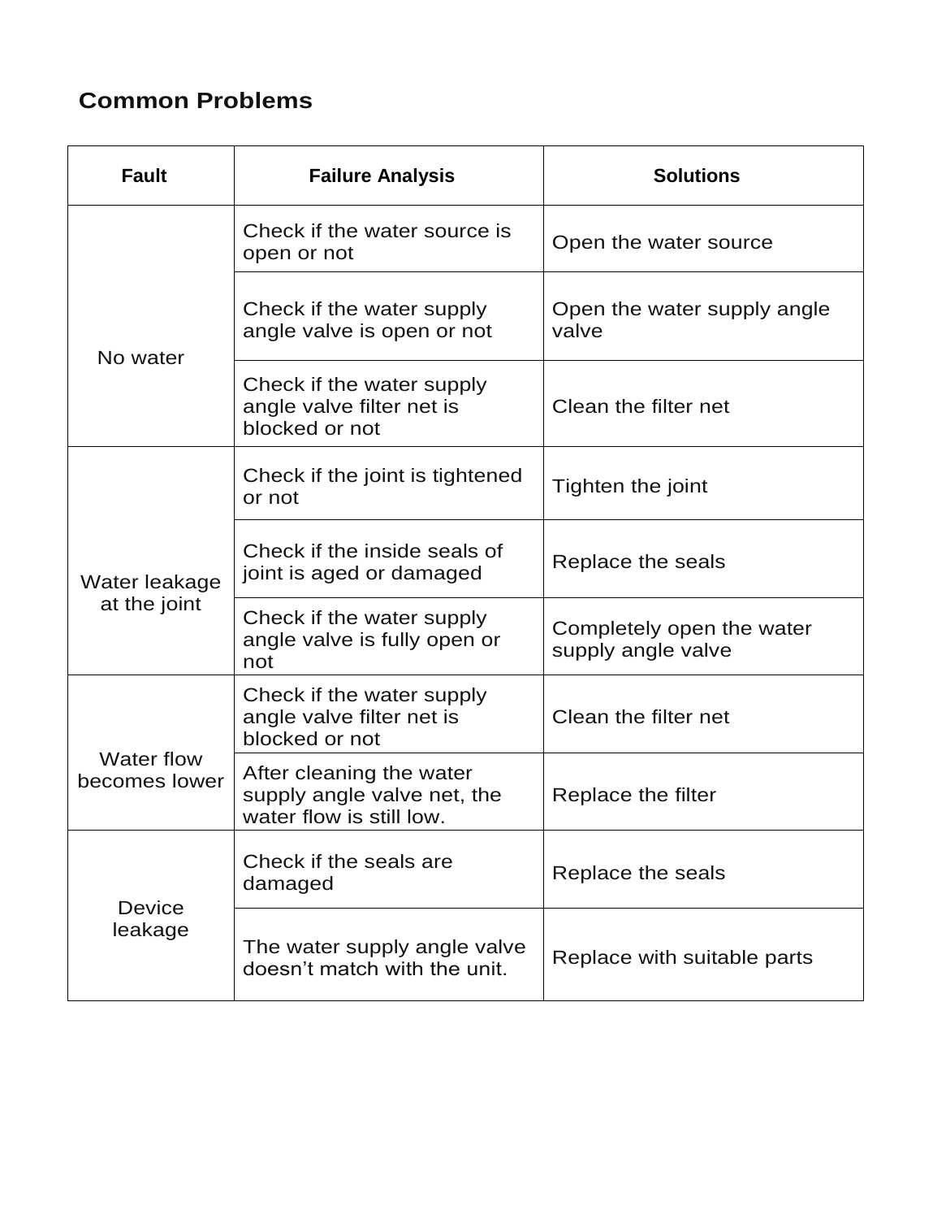## Common Problems

| Fault | Failure Analysis | Solutions |
| --- | --- | --- |
| No water | Check if the water source is open or not | Open the water source |
| | Check if the water supply angle valve is open or not | Open the water supply angle valve |
| | Check if the water supply angle valve filter net is blocked or not | Clean the filter net |
| Water leakage at the joint | Check if the joint is tightened or not | Tighten the joint |
| | Check if the inside seals of joint is aged or damaged | Replace the seals |
| | Check if the water supply angle valve is fully open or not | Completely open the water supply angle valve |
| Water flow becomes lower | Check if the water supply angle valve filter net is blocked or not | Clean the filter net |
| | After cleaning the water supply angle valve net, the water flow is still low. | Replace the filter |
| Device leakage | Check if the seals are damaged | Replace the seals |
| | The water supply angle valve doesn't match with the unit. | Replace with suitable parts |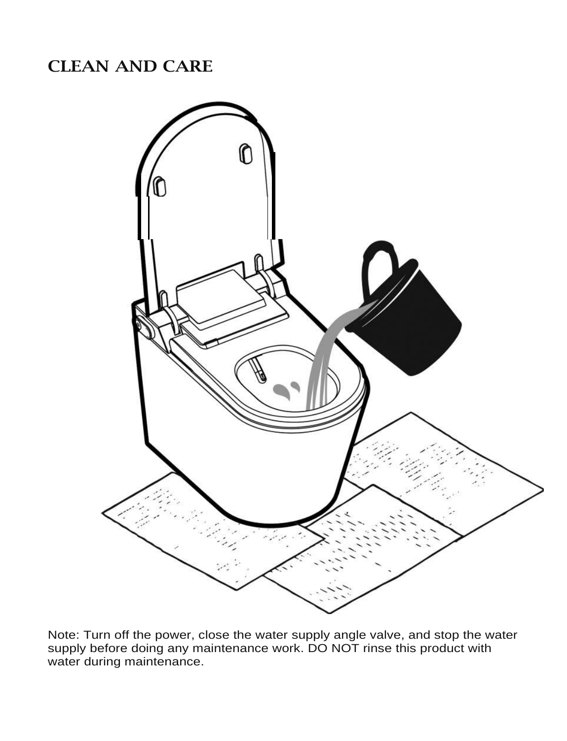## CLEAN AND CARE

Note: Turn off the power, close the water supply angle valve, and stop the water supply before doing any maintenance work. DO NOT rinse this product with water during maintenance.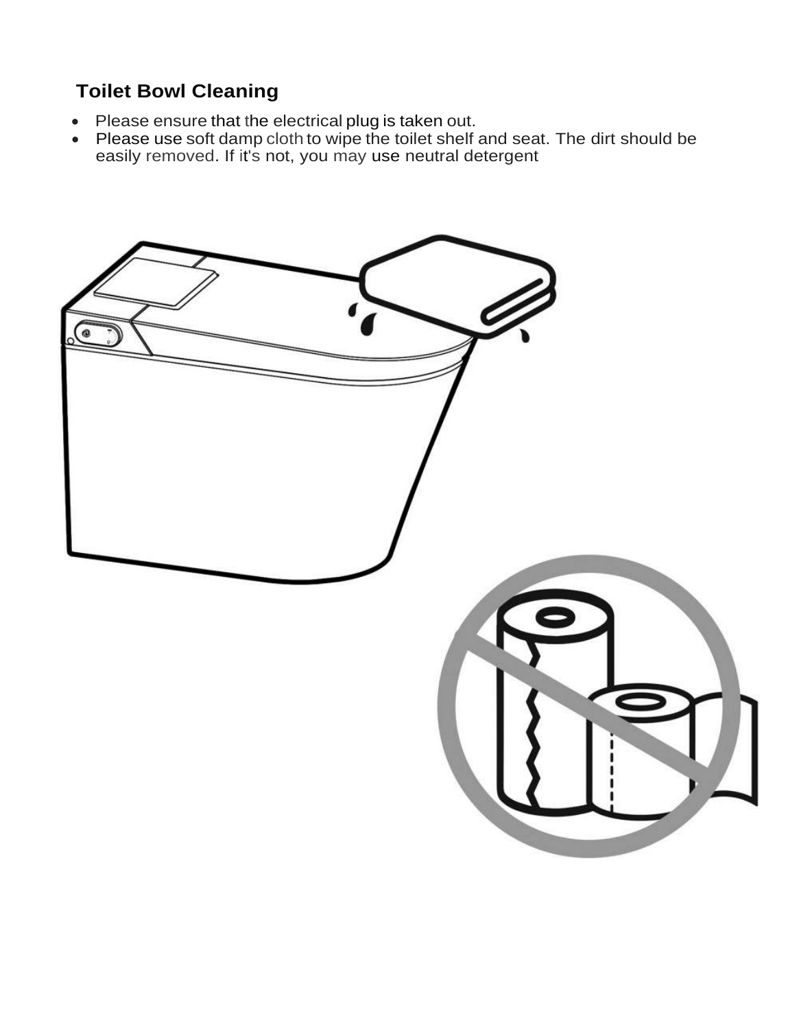## Toilet Bowl Cleaning

- Please ensure that the electrical plug is taken out.
- Please use soft damp cloth to wipe the toilet shelf and seat. The dirt should be easily removed. If it's not, you may use neutral detergent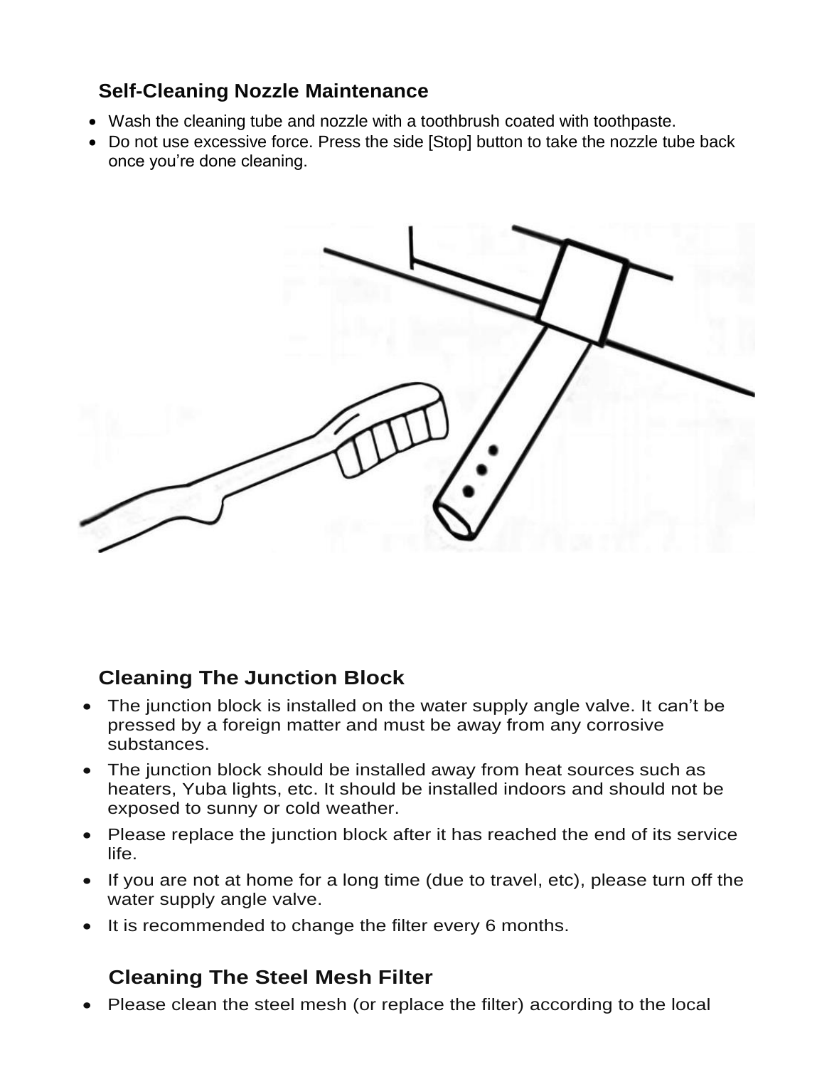## Self-Cleaning Nozzle Maintenance

- Wash the cleaning tube and nozzle with a toothbrush coated with toothpaste.
- Do not use excessive force. Press the side [Stop] button to take the nozzle tube back once you're done cleaning.

## Cleaning The Junction Block

- The junction block is installed on the water supply angle valve. It can't be pressed by a foreign matter and must be away from any corrosive substances.
- The junction block should be installed away from heat sources such as heaters, Yuba lights, etc. It should be installed indoors and should not be exposed to sunny or cold weather.
- Please replace the junction block after it has reached the end of its service life.
- If you are not at home for a long time (due to travel, etc), please turn off the water supply angle valve.
- It is recommended to change the filter every 6 months.

## Cleaning The Steel Mesh Filter

- Please clean the steel mesh (or replace the filter) according to the local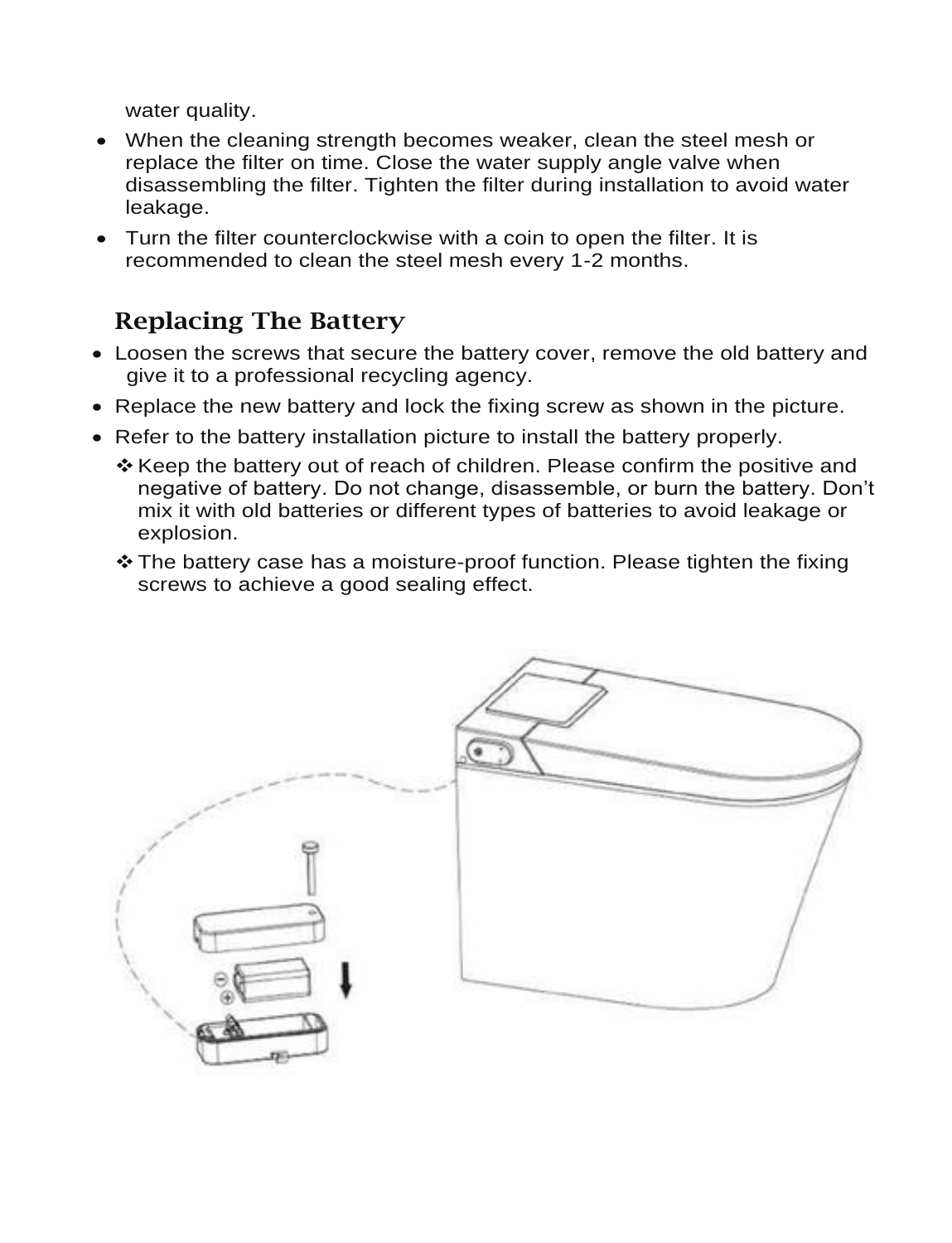water quality.

- When the cleaning strength becomes weaker, clean the steel mesh or replace the filter on time. Close the water supply angle valve when disassembling the filter. Tighten the filter during installation to avoid water leakage.
- Turn the filter counterclockwise with a coin to open the filter. It is recommended to clean the steel mesh every 1-2 months.

## Replacing The Battery

- Loosen the screws that secure the battery cover, remove the old battery and give it to a professional recycling agency.
- Replace the new battery and lock the fixing screw as shown in the picture.
- Refer to the battery installation picture to install the battery properly.
  - ❖ Keep the battery out of reach of children. Please confirm the positive and negative of battery. Do not change, disassemble, or burn the battery. Don't mix it with old batteries or different types of batteries to avoid leakage or explosion.
  - ❖ The battery case has a moisture-proof function. Please tighten the fixing screws to achieve a good sealing effect.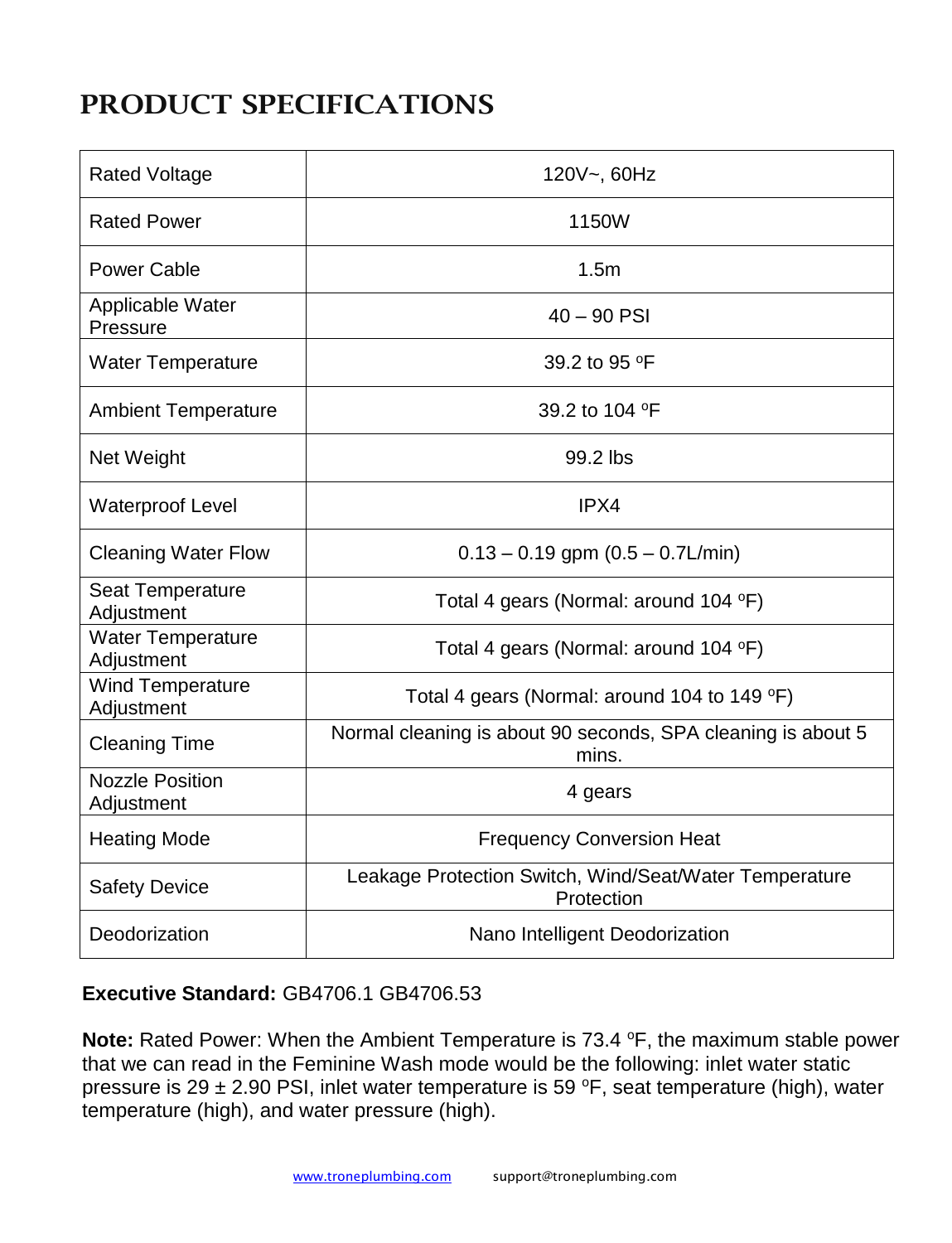# PRODUCT SPECIFICATIONS

| | |
|---|---|
| Rated Voltage | 120V~, 60Hz |
| Rated Power | 1150W |
| Power Cable | 1.5m |
| Applicable Water Pressure | 40 – 90 PSI |
| Water Temperature | 39.2 to 95 ºF |
| Ambient Temperature | 39.2 to 104 ºF |
| Net Weight | 99.2 lbs |
| Waterproof Level | IPX4 |
| Cleaning Water Flow | 0.13 – 0.19 gpm (0.5 – 0.7L/min) |
| Seat Temperature Adjustment | Total 4 gears (Normal: around 104 ºF) |
| Water Temperature Adjustment | Total 4 gears (Normal: around 104 ºF) |
| Wind Temperature Adjustment | Total 4 gears (Normal: around 104 to 149 ºF) |
| Cleaning Time | Normal cleaning is about 90 seconds, SPA cleaning is about 5 mins. |
| Nozzle Position Adjustment | 4 gears |
| Heating Mode | Frequency Conversion Heat |
| Safety Device | Leakage Protection Switch, Wind/Seat/Water Temperature Protection |
| Deodorization | Nano Intelligent Deodorization |

**Executive Standard:** GB4706.1 GB4706.53

**Note:** Rated Power: When the Ambient Temperature is 73.4 ºF, the maximum stable power that we can read in the Feminine Wash mode would be the following: inlet water static pressure is 29 ± 2.90 PSI, inlet water temperature is 59 ºF, seat temperature (high), water temperature (high), and water pressure (high).

www.troneplumbing.com support@troneplumbing.com